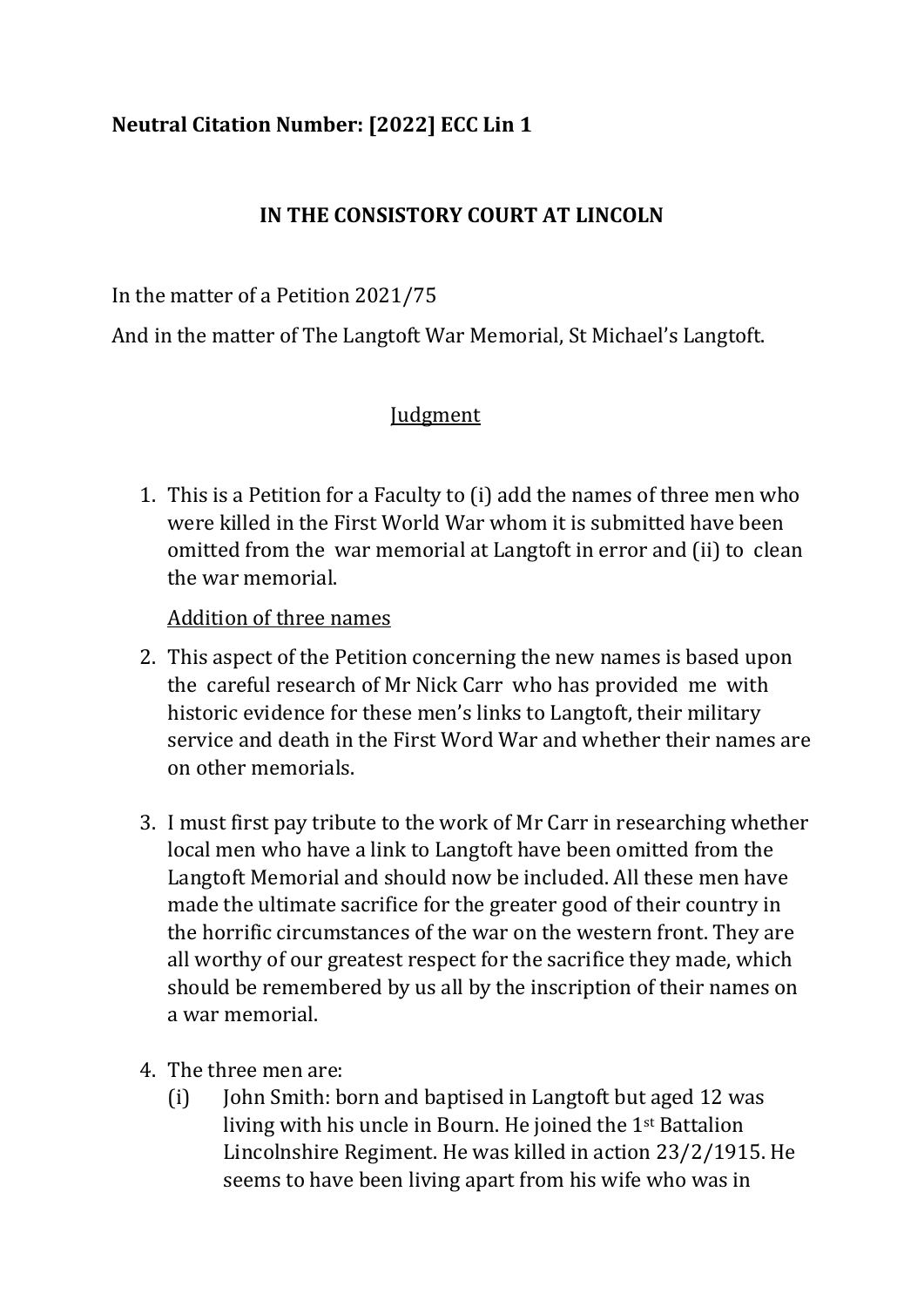**Neutral Citation Number: [2022] ECC Lin 1**

**IN THE CONSISTORY COURT AT LINCOLN**

In the matter of a Petition 2021/75

And in the matter of The Langtoft War Memorial, St Michael's Langtoft.

<u>Judgment</u>

1. This is a Petition for a Faculty to (i) add the names of three men who were killed in the First World War whom it is submitted have been omitted from the war memorial at Langtoft in error and (ii) to clean the war memorial.

   <u>Addition of three names</u>

2. This aspect of the Petition concerning the new names is based upon the careful research of Mr Nick Carr who has provided me with historic evidence for these men's links to Langtoft, their military service and death in the First Word War and whether their names are on other memorials.

3. I must first pay tribute to the work of Mr Carr in researching whether local men who have a link to Langtoft have been omitted from the Langtoft Memorial and should now be included. All these men have made the ultimate sacrifice for the greater good of their country in the horrific circumstances of the war on the western front. They are all worthy of our greatest respect for the sacrifice they made, which should be remembered by us all by the inscription of their names on a war memorial.

4. The three men are:
   (i) John Smith: born and baptised in Langtoft but aged 12 was living with his uncle in Bourn. He joined the 1st Battalion Lincolnshire Regiment. He was killed in action 23/2/1915. He seems to have been living apart from his wife who was in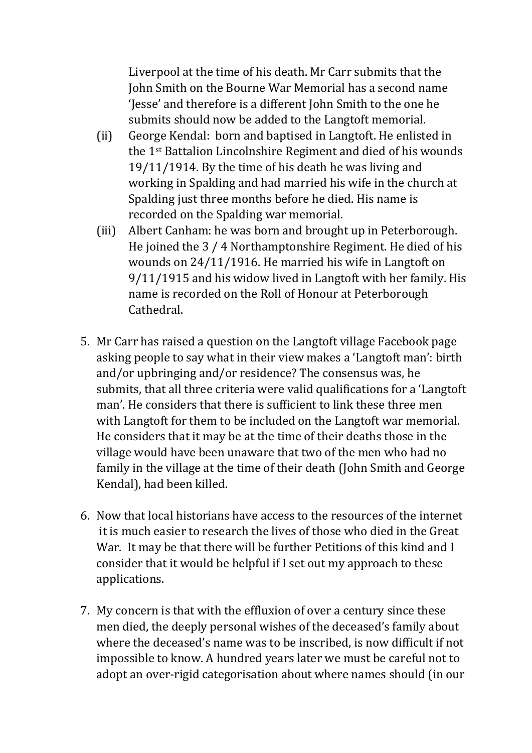Liverpool at the time of his death. Mr Carr submits that the John Smith on the Bourne War Memorial has a second name 'Jesse' and therefore is a different John Smith to the one he submits should now be added to the Langtoft memorial.

(ii) George Kendal: born and baptised in Langtoft. He enlisted in the 1st Battalion Lincolnshire Regiment and died of his wounds 19/11/1914. By the time of his death he was living and working in Spalding and had married his wife in the church at Spalding just three months before he died. His name is recorded on the Spalding war memorial.

(iii) Albert Canham: he was born and brought up in Peterborough. He joined the 3 / 4 Northamptonshire Regiment. He died of his wounds on 24/11/1916. He married his wife in Langtoft on 9/11/1915 and his widow lived in Langtoft with her family. His name is recorded on the Roll of Honour at Peterborough Cathedral.

5. Mr Carr has raised a question on the Langtoft village Facebook page asking people to say what in their view makes a 'Langtoft man': birth and/or upbringing and/or residence? The consensus was, he submits, that all three criteria were valid qualifications for a 'Langtoft man'. He considers that there is sufficient to link these three men with Langtoft for them to be included on the Langtoft war memorial. He considers that it may be at the time of their deaths those in the village would have been unaware that two of the men who had no family in the village at the time of their death (John Smith and George Kendal), had been killed.

6. Now that local historians have access to the resources of the internet it is much easier to research the lives of those who died in the Great War. It may be that there will be further Petitions of this kind and I consider that it would be helpful if I set out my approach to these applications.

7. My concern is that with the effluxion of over a century since these men died, the deeply personal wishes of the deceased's family about where the deceased's name was to be inscribed, is now difficult if not impossible to know. A hundred years later we must be careful not to adopt an over-rigid categorisation about where names should (in our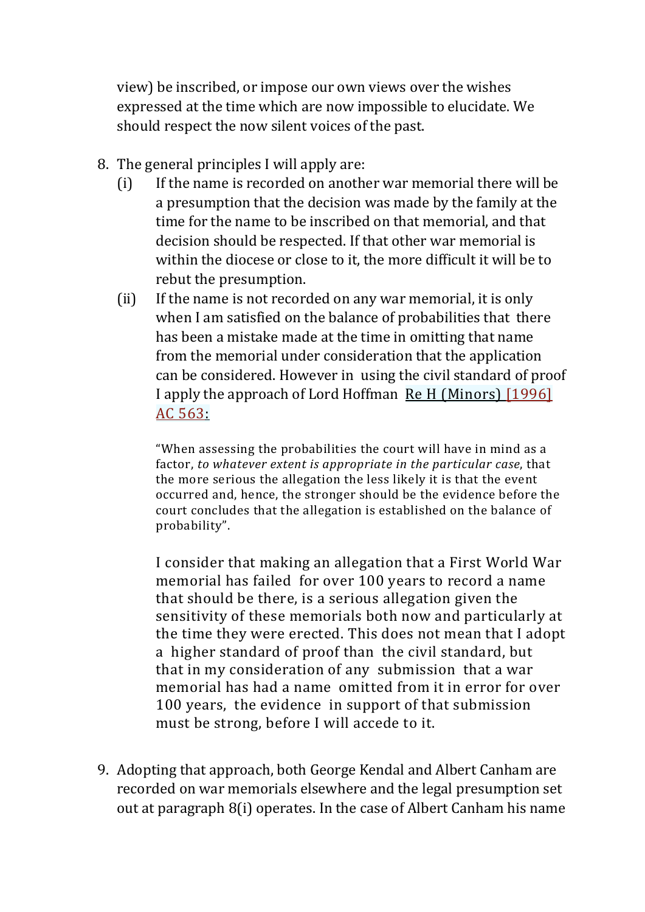view) be inscribed, or impose our own views over the wishes expressed at the time which are now impossible to elucidate. We should respect the now silent voices of the past.

8. The general principles I will apply are:
   (i) If the name is recorded on another war memorial there will be a presumption that the decision was made by the family at the time for the name to be inscribed on that memorial, and that decision should be respected. If that other war memorial is within the diocese or close to it, the more difficult it will be to rebut the presumption.
   (ii) If the name is not recorded on any war memorial, it is only when I am satisfied on the balance of probabilities that there has been a mistake made at the time in omitting that name from the memorial under consideration that the application can be considered. However in using the civil standard of proof I apply the approach of Lord Hoffman Re H (Minors) [1996] AC 563:

   > "When assessing the probabilities the court will have in mind as a factor, *to whatever extent is appropriate in the particular case*, that the more serious the allegation the less likely it is that the event occurred and, hence, the stronger should be the evidence before the court concludes that the allegation is established on the balance of probability".

   I consider that making an allegation that a First World War memorial has failed for over 100 years to record a name that should be there, is a serious allegation given the sensitivity of these memorials both now and particularly at the time they were erected. This does not mean that I adopt a higher standard of proof than the civil standard, but that in my consideration of any submission that a war memorial has had a name omitted from it in error for over 100 years, the evidence in support of that submission must be strong, before I will accede to it.

9. Adopting that approach, both George Kendal and Albert Canham are recorded on war memorials elsewhere and the legal presumption set out at paragraph 8(i) operates. In the case of Albert Canham his name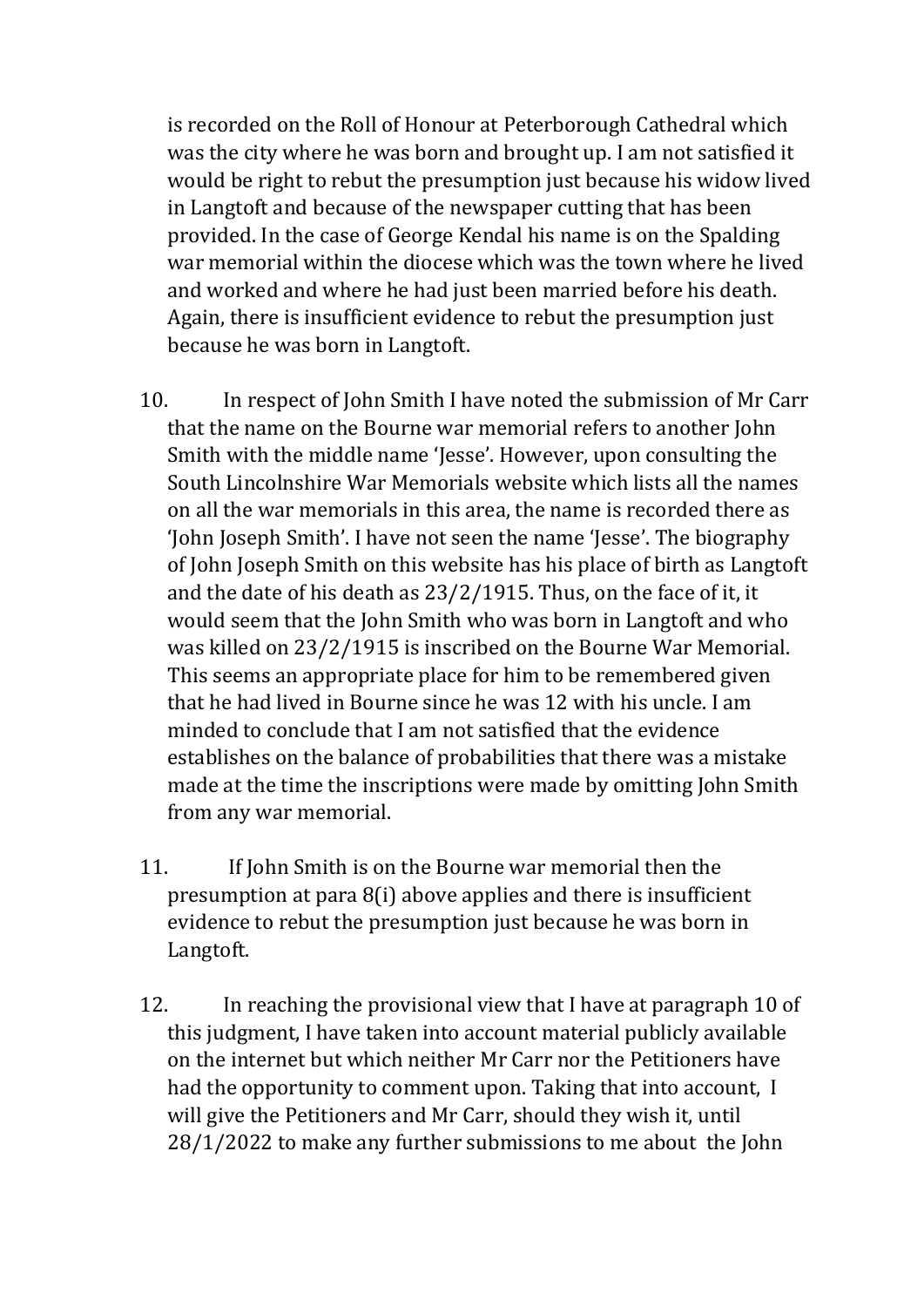is recorded on the Roll of Honour at Peterborough Cathedral which was the city where he was born and brought up. I am not satisfied it would be right to rebut the presumption just because his widow lived in Langtoft and because of the newspaper cutting that has been provided. In the case of George Kendal his name is on the Spalding war memorial within the diocese which was the town where he lived and worked and where he had just been married before his death. Again, there is insufficient evidence to rebut the presumption just because he was born in Langtoft.

10. In respect of John Smith I have noted the submission of Mr Carr that the name on the Bourne war memorial refers to another John Smith with the middle name 'Jesse'. However, upon consulting the South Lincolnshire War Memorials website which lists all the names on all the war memorials in this area, the name is recorded there as 'John Joseph Smith'. I have not seen the name 'Jesse'. The biography of John Joseph Smith on this website has his place of birth as Langtoft and the date of his death as 23/2/1915. Thus, on the face of it, it would seem that the John Smith who was born in Langtoft and who was killed on 23/2/1915 is inscribed on the Bourne War Memorial. This seems an appropriate place for him to be remembered given that he had lived in Bourne since he was 12 with his uncle. I am minded to conclude that I am not satisfied that the evidence establishes on the balance of probabilities that there was a mistake made at the time the inscriptions were made by omitting John Smith from any war memorial.

11. If John Smith is on the Bourne war memorial then the presumption at para 8(i) above applies and there is insufficient evidence to rebut the presumption just because he was born in Langtoft.

12. In reaching the provisional view that I have at paragraph 10 of this judgment, I have taken into account material publicly available on the internet but which neither Mr Carr nor the Petitioners have had the opportunity to comment upon. Taking that into account, I will give the Petitioners and Mr Carr, should they wish it, until 28/1/2022 to make any further submissions to me about the John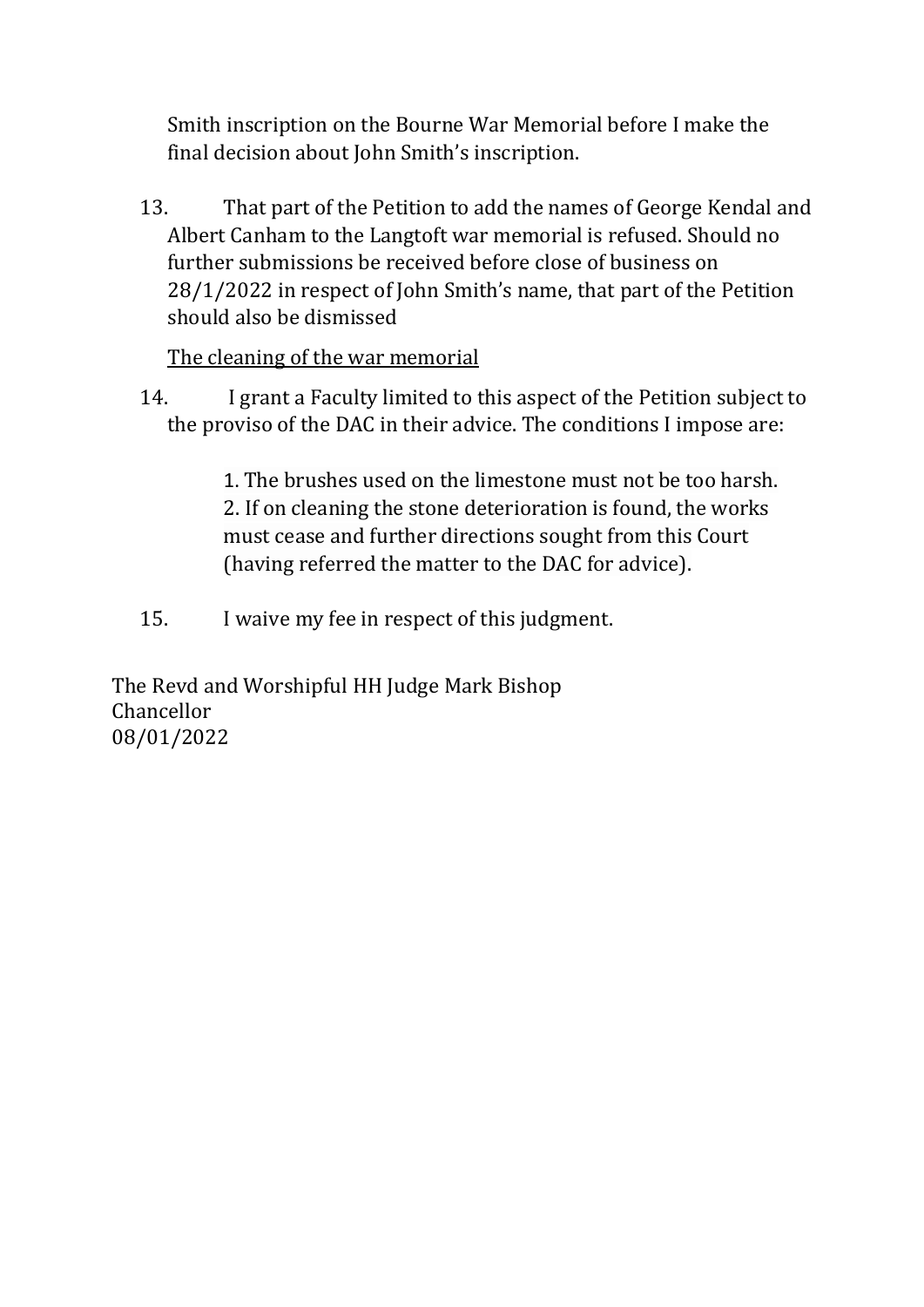Smith inscription on the Bourne War Memorial before I make the final decision about John Smith's inscription.

13. That part of the Petition to add the names of George Kendal and Albert Canham to the Langtoft war memorial is refused. Should no further submissions be received before close of business on 28/1/2022 in respect of John Smith's name, that part of the Petition should also be dismissed

<u>The cleaning of the war memorial</u>

14. I grant a Faculty limited to this aspect of the Petition subject to the proviso of the DAC in their advice. The conditions I impose are:

    1. The brushes used on the limestone must not be too harsh.
    2. If on cleaning the stone deterioration is found, the works must cease and further directions sought from this Court (having referred the matter to the DAC for advice).

15. I waive my fee in respect of this judgment.

The Revd and Worshipful HH Judge Mark Bishop
Chancellor
08/01/2022